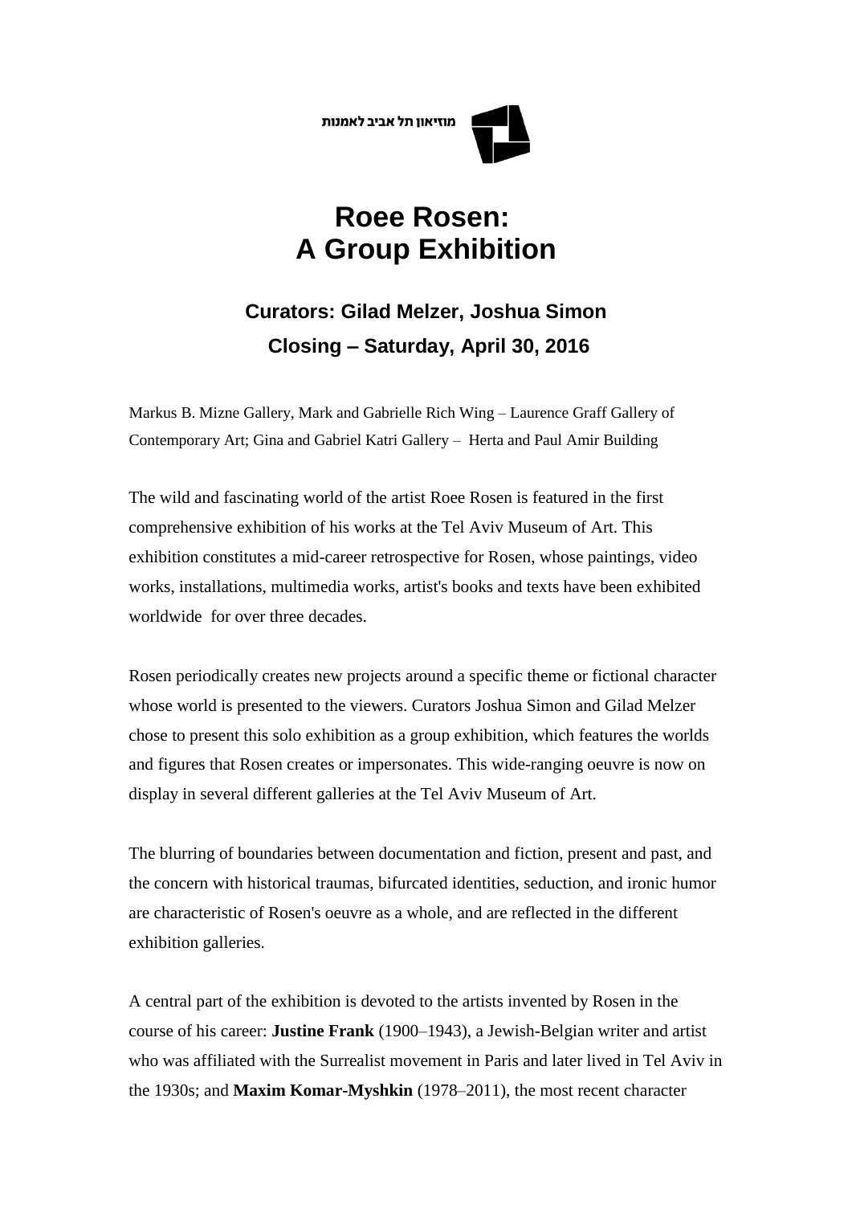מוזיאון תל אביב לאמנות

# Roee Rosen: A Group Exhibition

### Curators: Gilad Melzer, Joshua Simon

### Closing – Saturday, April 30, 2016

Markus B. Mizne Gallery, Mark and Gabrielle Rich Wing – Laurence Graff Gallery of Contemporary Art; Gina and Gabriel Katri Gallery – Herta and Paul Amir Building

The wild and fascinating world of the artist Roee Rosen is featured in the first comprehensive exhibition of his works at the Tel Aviv Museum of Art. This exhibition constitutes a mid-career retrospective for Rosen, whose paintings, video works, installations, multimedia works, artist's books and texts have been exhibited worldwide for over three decades.

Rosen periodically creates new projects around a specific theme or fictional character whose world is presented to the viewers. Curators Joshua Simon and Gilad Melzer chose to present this solo exhibition as a group exhibition, which features the worlds and figures that Rosen creates or impersonates. This wide-ranging oeuvre is now on display in several different galleries at the Tel Aviv Museum of Art.

The blurring of boundaries between documentation and fiction, present and past, and the concern with historical traumas, bifurcated identities, seduction, and ironic humor are characteristic of Rosen's oeuvre as a whole, and are reflected in the different exhibition galleries.

A central part of the exhibition is devoted to the artists invented by Rosen in the course of his career: **Justine Frank** (1900–1943), a Jewish-Belgian writer and artist who was affiliated with the Surrealist movement in Paris and later lived in Tel Aviv in the 1930s; and **Maxim Komar-Myshkin** (1978–2011), the most recent character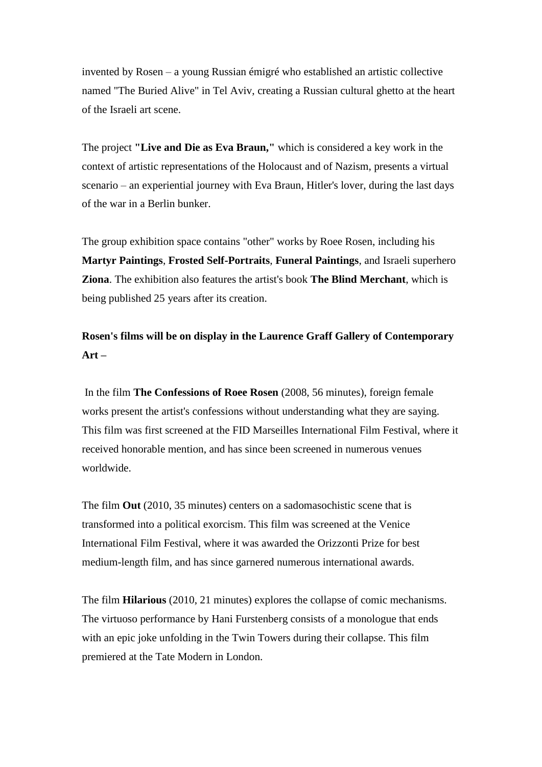invented by Rosen – a young Russian émigré who established an artistic collective named "The Buried Alive" in Tel Aviv, creating a Russian cultural ghetto at the heart of the Israeli art scene.

The project **"Live and Die as Eva Braun,"** which is considered a key work in the context of artistic representations of the Holocaust and of Nazism, presents a virtual scenario – an experiential journey with Eva Braun, Hitler's lover, during the last days of the war in a Berlin bunker.

The group exhibition space contains "other" works by Roee Rosen, including his **Martyr Paintings**, **Frosted Self-Portraits**, **Funeral Paintings**, and Israeli superhero **Ziona**. The exhibition also features the artist's book **The Blind Merchant**, which is being published 25 years after its creation.

**Rosen's films will be on display in the Laurence Graff Gallery of Contemporary Art –**

In the film **The Confessions of Roee Rosen** (2008, 56 minutes), foreign female works present the artist's confessions without understanding what they are saying. This film was first screened at the FID Marseilles International Film Festival, where it received honorable mention, and has since been screened in numerous venues worldwide.

The film **Out** (2010, 35 minutes) centers on a sadomasochistic scene that is transformed into a political exorcism. This film was screened at the Venice International Film Festival, where it was awarded the Orizzonti Prize for best medium-length film, and has since garnered numerous international awards.

The film **Hilarious** (2010, 21 minutes) explores the collapse of comic mechanisms. The virtuoso performance by Hani Furstenberg consists of a monologue that ends with an epic joke unfolding in the Twin Towers during their collapse. This film premiered at the Tate Modern in London.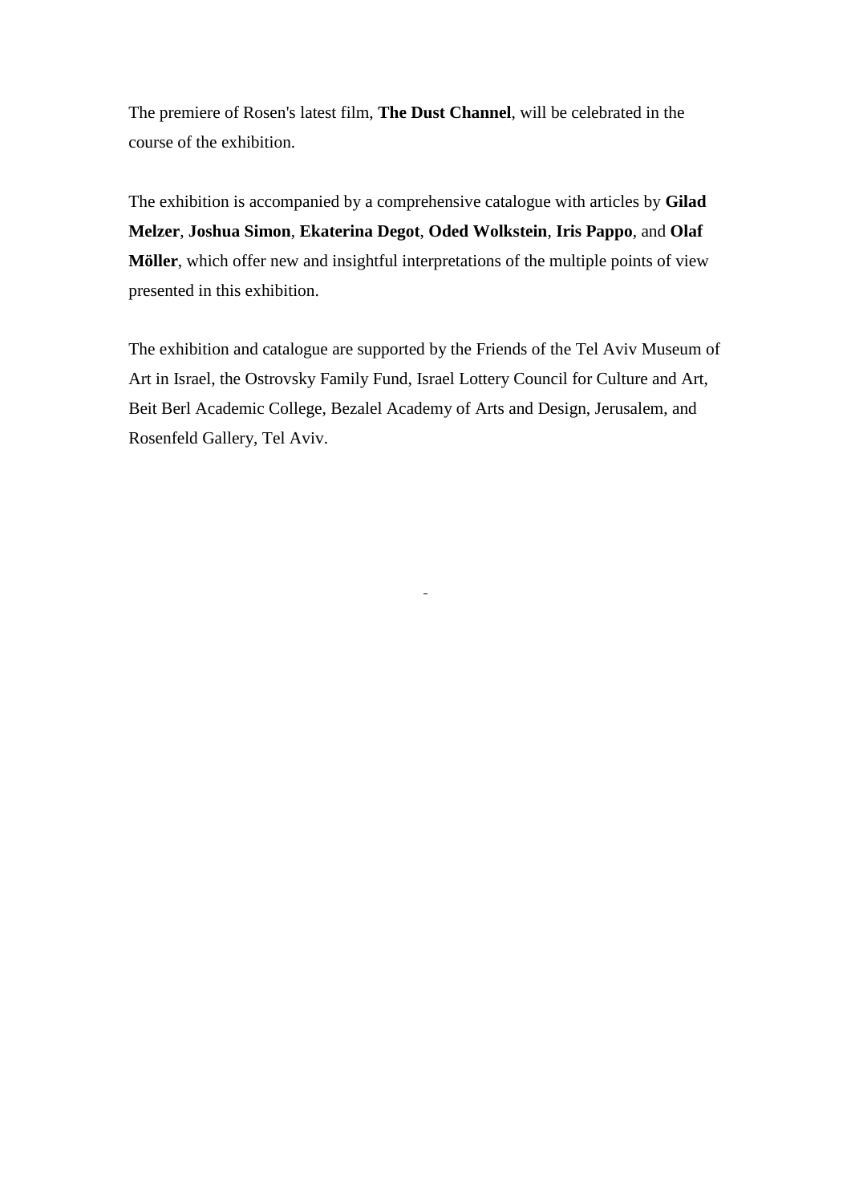The premiere of Rosen's latest film, **The Dust Channel**, will be celebrated in the course of the exhibition.

The exhibition is accompanied by a comprehensive catalogue with articles by **Gilad Melzer**, **Joshua Simon**, **Ekaterina Degot**, **Oded Wolkstein**, **Iris Pappo**, and **Olaf Möller**, which offer new and insightful interpretations of the multiple points of view presented in this exhibition.

The exhibition and catalogue are supported by the Friends of the Tel Aviv Museum of Art in Israel, the Ostrovsky Family Fund, Israel Lottery Council for Culture and Art, Beit Berl Academic College, Bezalel Academy of Arts and Design, Jerusalem, and Rosenfeld Gallery, Tel Aviv.